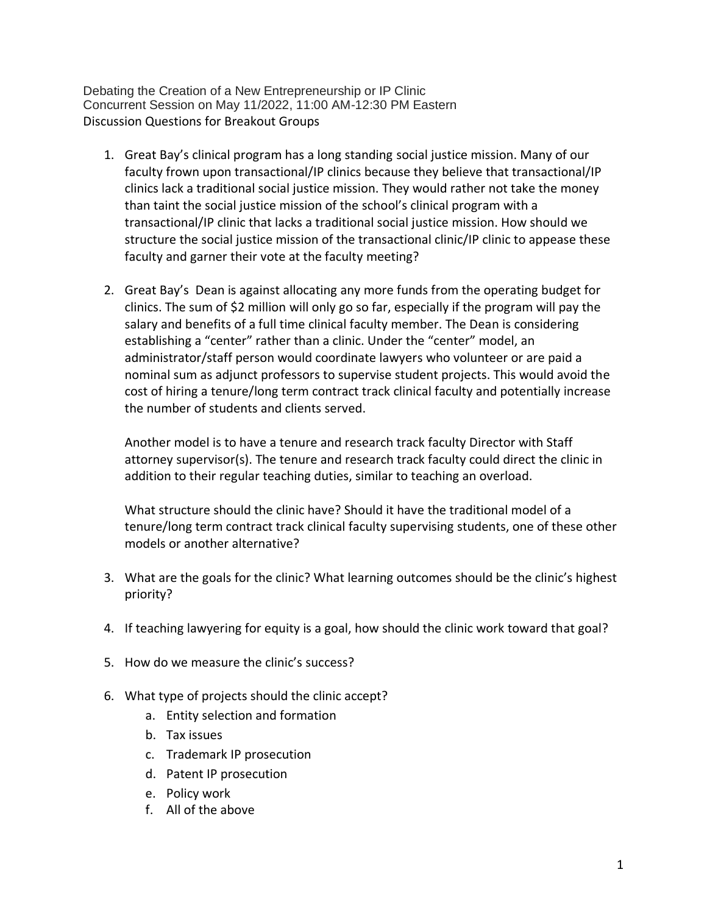Debating the Creation of a New Entrepreneurship or IP Clinic
Concurrent Session on May 11/2022, 11:00 AM-12:30 PM Eastern
Discussion Questions for Breakout Groups

1. Great Bay's clinical program has a long standing social justice mission. Many of our faculty frown upon transactional/IP clinics because they believe that transactional/IP clinics lack a traditional social justice mission. They would rather not take the money than taint the social justice mission of the school's clinical program with a transactional/IP clinic that lacks a traditional social justice mission. How should we structure the social justice mission of the transactional clinic/IP clinic to appease these faculty and garner their vote at the faculty meeting?

2. Great Bay's Dean is against allocating any more funds from the operating budget for clinics. The sum of $2 million will only go so far, especially if the program will pay the salary and benefits of a full time clinical faculty member. The Dean is considering establishing a "center" rather than a clinic. Under the "center" model, an administrator/staff person would coordinate lawyers who volunteer or are paid a nominal sum as adjunct professors to supervise student projects. This would avoid the cost of hiring a tenure/long term contract track clinical faculty and potentially increase the number of students and clients served.

   Another model is to have a tenure and research track faculty Director with Staff attorney supervisor(s). The tenure and research track faculty could direct the clinic in addition to their regular teaching duties, similar to teaching an overload.

   What structure should the clinic have? Should it have the traditional model of a tenure/long term contract track clinical faculty supervising students, one of these other models or another alternative?

3. What are the goals for the clinic? What learning outcomes should be the clinic's highest priority?

4. If teaching lawyering for equity is a goal, how should the clinic work toward that goal?

5. How do we measure the clinic's success?

6. What type of projects should the clinic accept?
   a. Entity selection and formation
   b. Tax issues
   c. Trademark IP prosecution
   d. Patent IP prosecution
   e. Policy work
   f. All of the above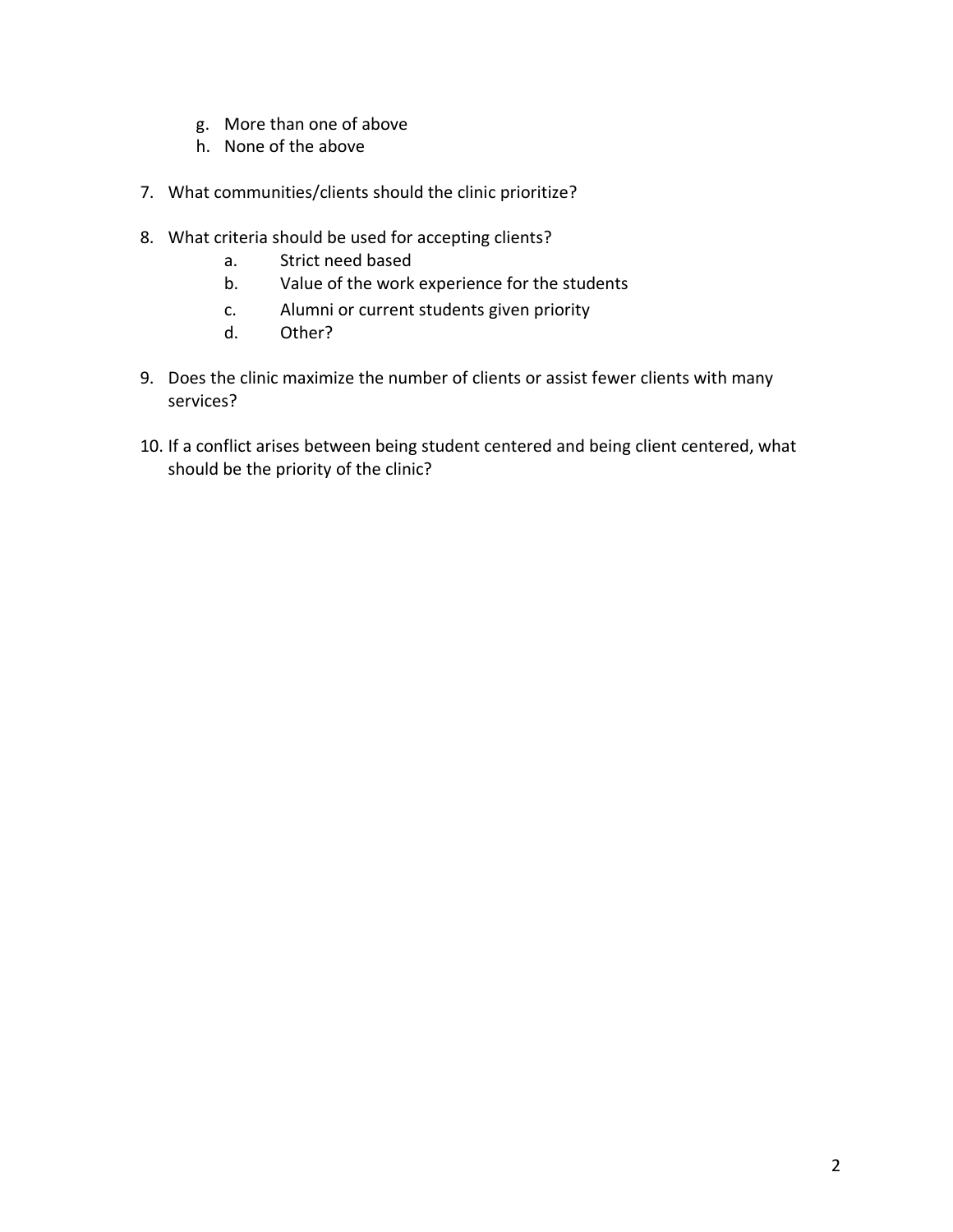g. More than one of above
h. None of the above

7. What communities/clients should the clinic prioritize?

8. What criteria should be used for accepting clients?
    a. Strict need based
    b. Value of the work experience for the students
    c. Alumni or current students given priority
    d. Other?

9. Does the clinic maximize the number of clients or assist fewer clients with many services?

10. If a conflict arises between being student centered and being client centered, what should be the priority of the clinic?